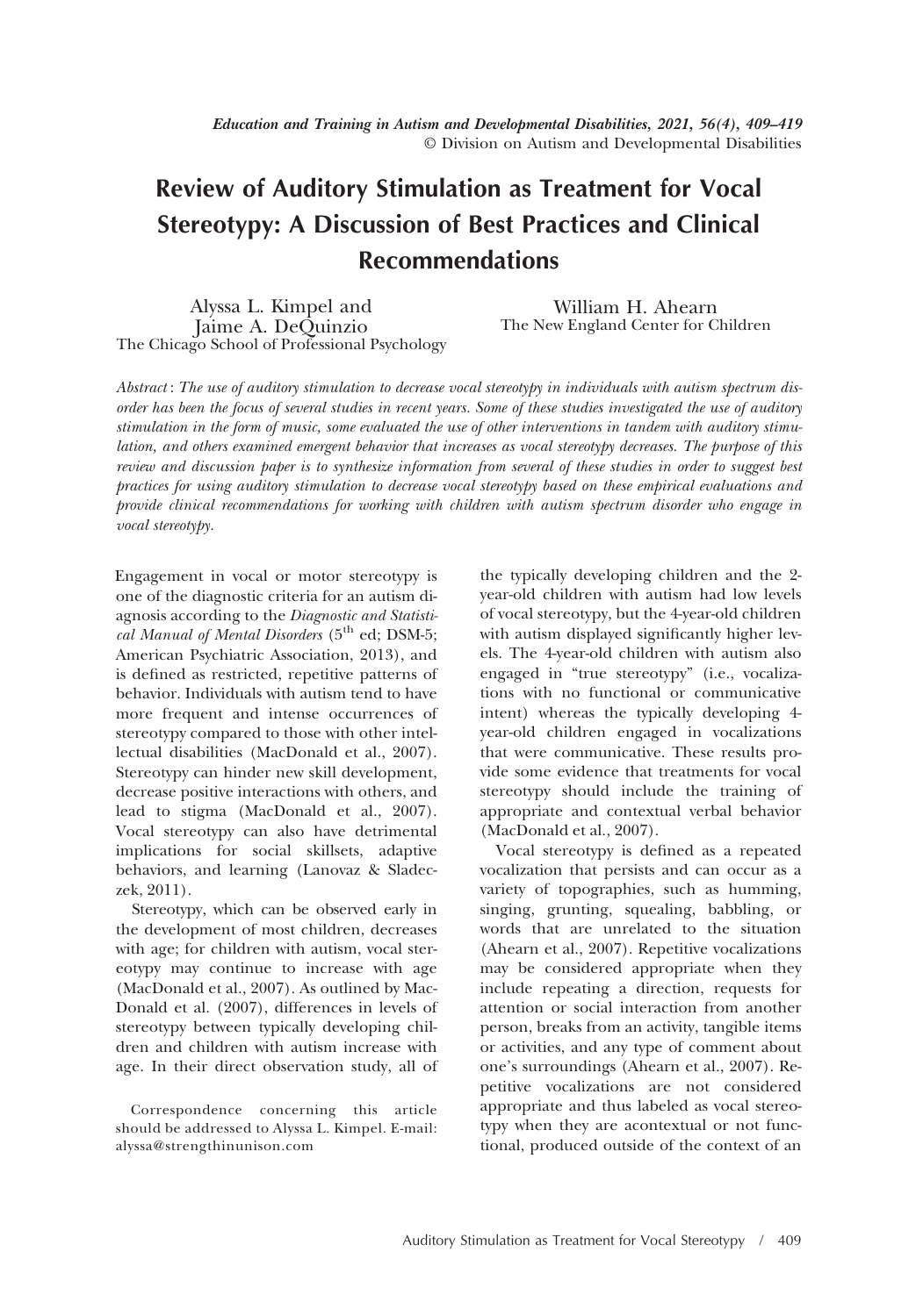*Education and Training in Autism and Developmental Disabilities, 2021, 56(4), 409–419*
© Division on Autism and Developmental Disabilities

# Review of Auditory Stimulation as Treatment for Vocal Stereotypy: A Discussion of Best Practices and Clinical Recommendations

Alyssa L. Kimpel and Jaime A. DeQuinzio
The Chicago School of Professional Psychology

William H. Ahearn
The New England Center for Children

*Abstract: The use of auditory stimulation to decrease vocal stereotypy in individuals with autism spectrum disorder has been the focus of several studies in recent years. Some of these studies investigated the use of auditory stimulation in the form of music, some evaluated the use of other interventions in tandem with auditory stimulation, and others examined emergent behavior that increases as vocal stereotypy decreases. The purpose of this review and discussion paper is to synthesize information from several of these studies in order to suggest best practices for using auditory stimulation to decrease vocal stereotypy based on these empirical evaluations and provide clinical recommendations for working with children with autism spectrum disorder who engage in vocal stereotypy.*

Engagement in vocal or motor stereotypy is one of the diagnostic criteria for an autism diagnosis according to the *Diagnostic and Statistical Manual of Mental Disorders* (5th ed; DSM-5; American Psychiatric Association, 2013), and is defined as restricted, repetitive patterns of behavior. Individuals with autism tend to have more frequent and intense occurrences of stereotypy compared to those with other intellectual disabilities (MacDonald et al., 2007). Stereotypy can hinder new skill development, decrease positive interactions with others, and lead to stigma (MacDonald et al., 2007). Vocal stereotypy can also have detrimental implications for social skillsets, adaptive behaviors, and learning (Lanovaz & Sladeczek, 2011).

Stereotypy, which can be observed early in the development of most children, decreases with age; for children with autism, vocal stereotypy may continue to increase with age (MacDonald et al., 2007). As outlined by MacDonald et al. (2007), differences in levels of stereotypy between typically developing children and children with autism increase with age. In their direct observation study, all of the typically developing children and the 2-year-old children with autism had low levels of vocal stereotypy, but the 4-year-old children with autism displayed significantly higher levels. The 4-year-old children with autism also engaged in "true stereotypy" (i.e., vocalizations with no functional or communicative intent) whereas the typically developing 4-year-old children engaged in vocalizations that were communicative. These results provide some evidence that treatments for vocal stereotypy should include the training of appropriate and contextual verbal behavior (MacDonald et al., 2007).

Vocal stereotypy is defined as a repeated vocalization that persists and can occur as a variety of topographies, such as humming, singing, grunting, squealing, babbling, or words that are unrelated to the situation (Ahearn et al., 2007). Repetitive vocalizations may be considered appropriate when they include repeating a direction, requests for attention or social interaction from another person, breaks from an activity, tangible items or activities, and any type of comment about one's surroundings (Ahearn et al., 2007). Repetitive vocalizations are not considered appropriate and thus labeled as vocal stereotypy when they are acontextual or not functional, produced outside of the context of an

Correspondence concerning this article should be addressed to Alyssa L. Kimpel. E-mail: alyssa@strengthinunison.com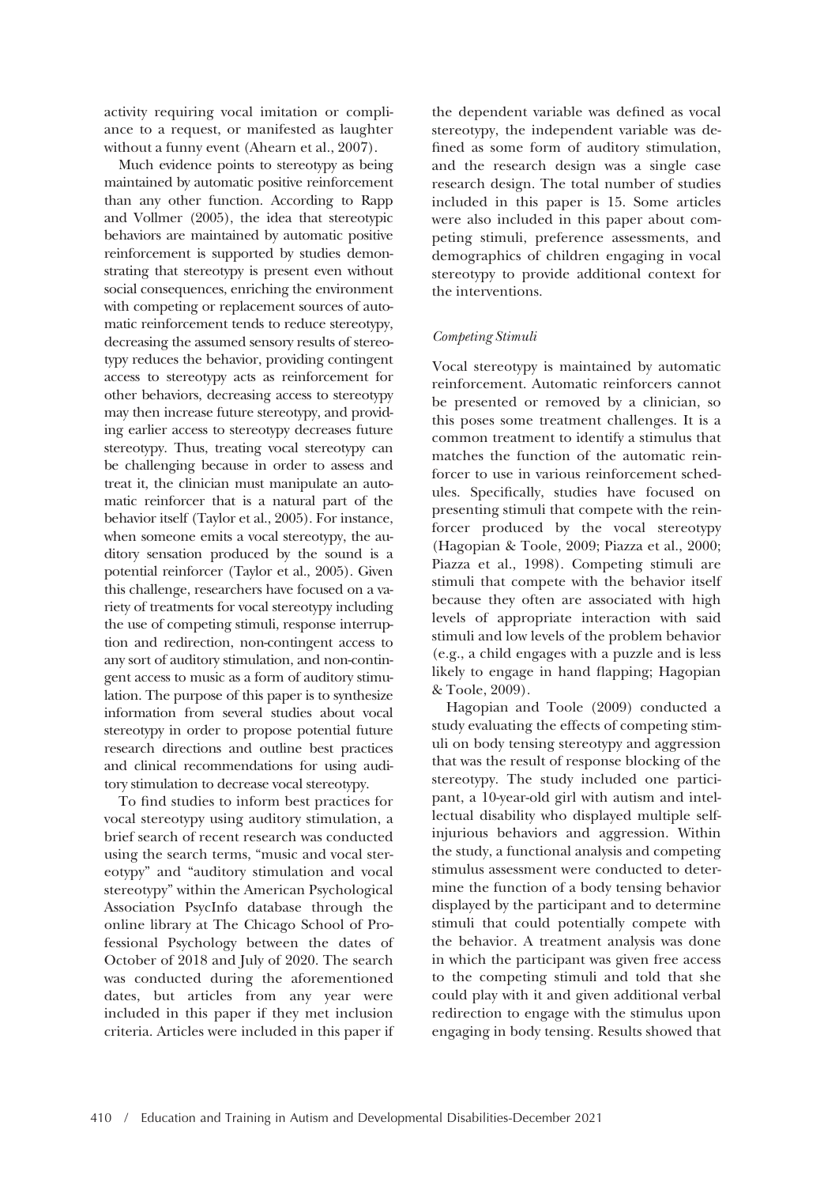activity requiring vocal imitation or compliance to a request, or manifested as laughter without a funny event (Ahearn et al., 2007).

Much evidence points to stereotypy as being maintained by automatic positive reinforcement than any other function. According to Rapp and Vollmer (2005), the idea that stereotypic behaviors are maintained by automatic positive reinforcement is supported by studies demonstrating that stereotypy is present even without social consequences, enriching the environment with competing or replacement sources of automatic reinforcement tends to reduce stereotypy, decreasing the assumed sensory results of stereotypy reduces the behavior, providing contingent access to stereotypy acts as reinforcement for other behaviors, decreasing access to stereotypy may then increase future stereotypy, and providing earlier access to stereotypy decreases future stereotypy. Thus, treating vocal stereotypy can be challenging because in order to assess and treat it, the clinician must manipulate an automatic reinforcer that is a natural part of the behavior itself (Taylor et al., 2005). For instance, when someone emits a vocal stereotypy, the auditory sensation produced by the sound is a potential reinforcer (Taylor et al., 2005). Given this challenge, researchers have focused on a variety of treatments for vocal stereotypy including the use of competing stimuli, response interruption and redirection, non-contingent access to any sort of auditory stimulation, and non-contingent access to music as a form of auditory stimulation. The purpose of this paper is to synthesize information from several studies about vocal stereotypy in order to propose potential future research directions and outline best practices and clinical recommendations for using auditory stimulation to decrease vocal stereotypy.

To find studies to inform best practices for vocal stereotypy using auditory stimulation, a brief search of recent research was conducted using the search terms, "music and vocal stereotypy" and "auditory stimulation and vocal stereotypy" within the American Psychological Association PsycInfo database through the online library at The Chicago School of Professional Psychology between the dates of October of 2018 and July of 2020. The search was conducted during the aforementioned dates, but articles from any year were included in this paper if they met inclusion criteria. Articles were included in this paper if the dependent variable was defined as vocal stereotypy, the independent variable was defined as some form of auditory stimulation, and the research design was a single case research design. The total number of studies included in this paper is 15. Some articles were also included in this paper about competing stimuli, preference assessments, and demographics of children engaging in vocal stereotypy to provide additional context for the interventions.

*Competing Stimuli*

Vocal stereotypy is maintained by automatic reinforcement. Automatic reinforcers cannot be presented or removed by a clinician, so this poses some treatment challenges. It is a common treatment to identify a stimulus that matches the function of the automatic reinforcer to use in various reinforcement schedules. Specifically, studies have focused on presenting stimuli that compete with the reinforcer produced by the vocal stereotypy (Hagopian & Toole, 2009; Piazza et al., 2000; Piazza et al., 1998). Competing stimuli are stimuli that compete with the behavior itself because they often are associated with high levels of appropriate interaction with said stimuli and low levels of the problem behavior (e.g., a child engages with a puzzle and is less likely to engage in hand flapping; Hagopian & Toole, 2009).

Hagopian and Toole (2009) conducted a study evaluating the effects of competing stimuli on body tensing stereotypy and aggression that was the result of response blocking of the stereotypy. The study included one participant, a 10-year-old girl with autism and intellectual disability who displayed multiple self-injurious behaviors and aggression. Within the study, a functional analysis and competing stimulus assessment were conducted to determine the function of a body tensing behavior displayed by the participant and to determine stimuli that could potentially compete with the behavior. A treatment analysis was done in which the participant was given free access to the competing stimuli and told that she could play with it and given additional verbal redirection to engage with the stimulus upon engaging in body tensing. Results showed that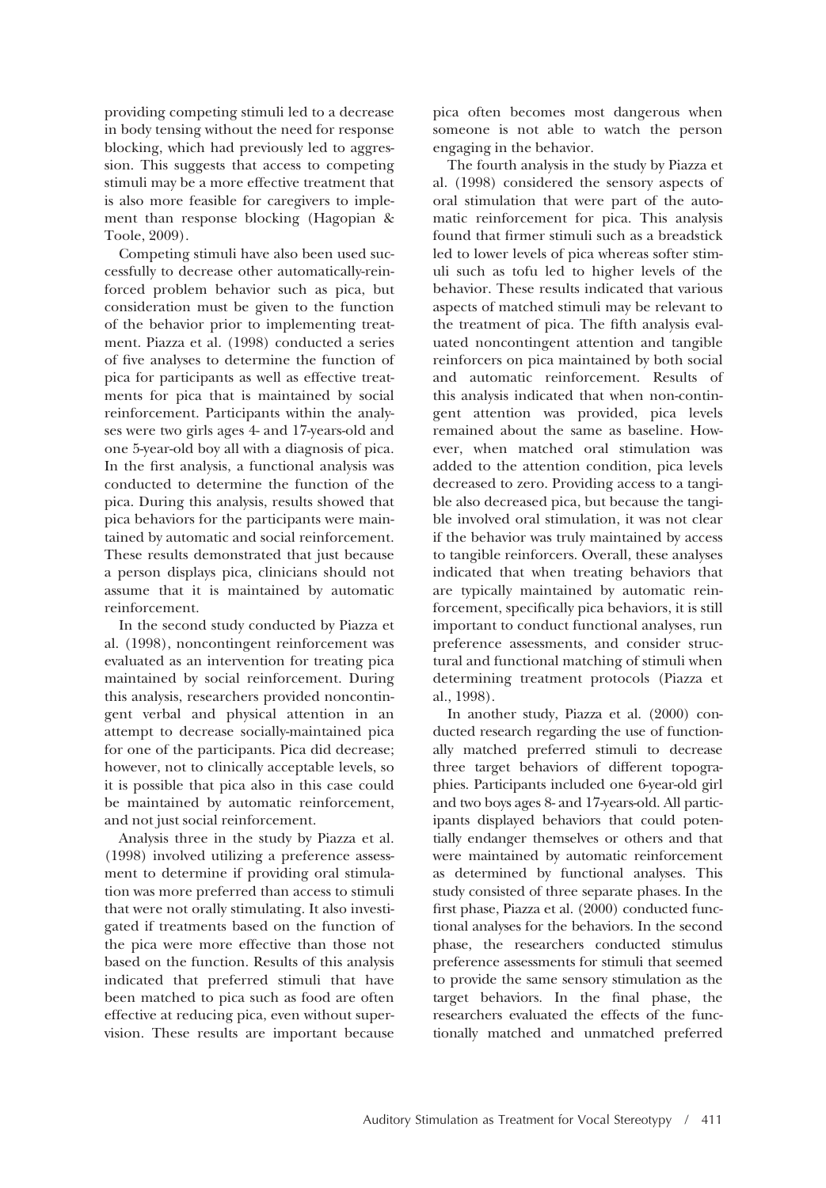providing competing stimuli led to a decrease in body tensing without the need for response blocking, which had previously led to aggression. This suggests that access to competing stimuli may be a more effective treatment that is also more feasible for caregivers to implement than response blocking (Hagopian & Toole, 2009).

Competing stimuli have also been used successfully to decrease other automatically-reinforced problem behavior such as pica, but consideration must be given to the function of the behavior prior to implementing treatment. Piazza et al. (1998) conducted a series of five analyses to determine the function of pica for participants as well as effective treatments for pica that is maintained by social reinforcement. Participants within the analyses were two girls ages 4- and 17-years-old and one 5-year-old boy all with a diagnosis of pica. In the first analysis, a functional analysis was conducted to determine the function of the pica. During this analysis, results showed that pica behaviors for the participants were maintained by automatic and social reinforcement. These results demonstrated that just because a person displays pica, clinicians should not assume that it is maintained by automatic reinforcement.

In the second study conducted by Piazza et al. (1998), noncontingent reinforcement was evaluated as an intervention for treating pica maintained by social reinforcement. During this analysis, researchers provided noncontingent verbal and physical attention in an attempt to decrease socially-maintained pica for one of the participants. Pica did decrease; however, not to clinically acceptable levels, so it is possible that pica also in this case could be maintained by automatic reinforcement, and not just social reinforcement.

Analysis three in the study by Piazza et al. (1998) involved utilizing a preference assessment to determine if providing oral stimulation was more preferred than access to stimuli that were not orally stimulating. It also investigated if treatments based on the function of the pica were more effective than those not based on the function. Results of this analysis indicated that preferred stimuli that have been matched to pica such as food are often effective at reducing pica, even without supervision. These results are important because pica often becomes most dangerous when someone is not able to watch the person engaging in the behavior.

The fourth analysis in the study by Piazza et al. (1998) considered the sensory aspects of oral stimulation that were part of the automatic reinforcement for pica. This analysis found that firmer stimuli such as a breadstick led to lower levels of pica whereas softer stimuli such as tofu led to higher levels of the behavior. These results indicated that various aspects of matched stimuli may be relevant to the treatment of pica. The fifth analysis evaluated noncontingent attention and tangible reinforcers on pica maintained by both social and automatic reinforcement. Results of this analysis indicated that when non-contingent attention was provided, pica levels remained about the same as baseline. However, when matched oral stimulation was added to the attention condition, pica levels decreased to zero. Providing access to a tangible also decreased pica, but because the tangible involved oral stimulation, it was not clear if the behavior was truly maintained by access to tangible reinforcers. Overall, these analyses indicated that when treating behaviors that are typically maintained by automatic reinforcement, specifically pica behaviors, it is still important to conduct functional analyses, run preference assessments, and consider structural and functional matching of stimuli when determining treatment protocols (Piazza et al., 1998).

In another study, Piazza et al. (2000) conducted research regarding the use of functionally matched preferred stimuli to decrease three target behaviors of different topographies. Participants included one 6-year-old girl and two boys ages 8- and 17-years-old. All participants displayed behaviors that could potentially endanger themselves or others and that were maintained by automatic reinforcement as determined by functional analyses. This study consisted of three separate phases. In the first phase, Piazza et al. (2000) conducted functional analyses for the behaviors. In the second phase, the researchers conducted stimulus preference assessments for stimuli that seemed to provide the same sensory stimulation as the target behaviors. In the final phase, the researchers evaluated the effects of the functionally matched and unmatched preferred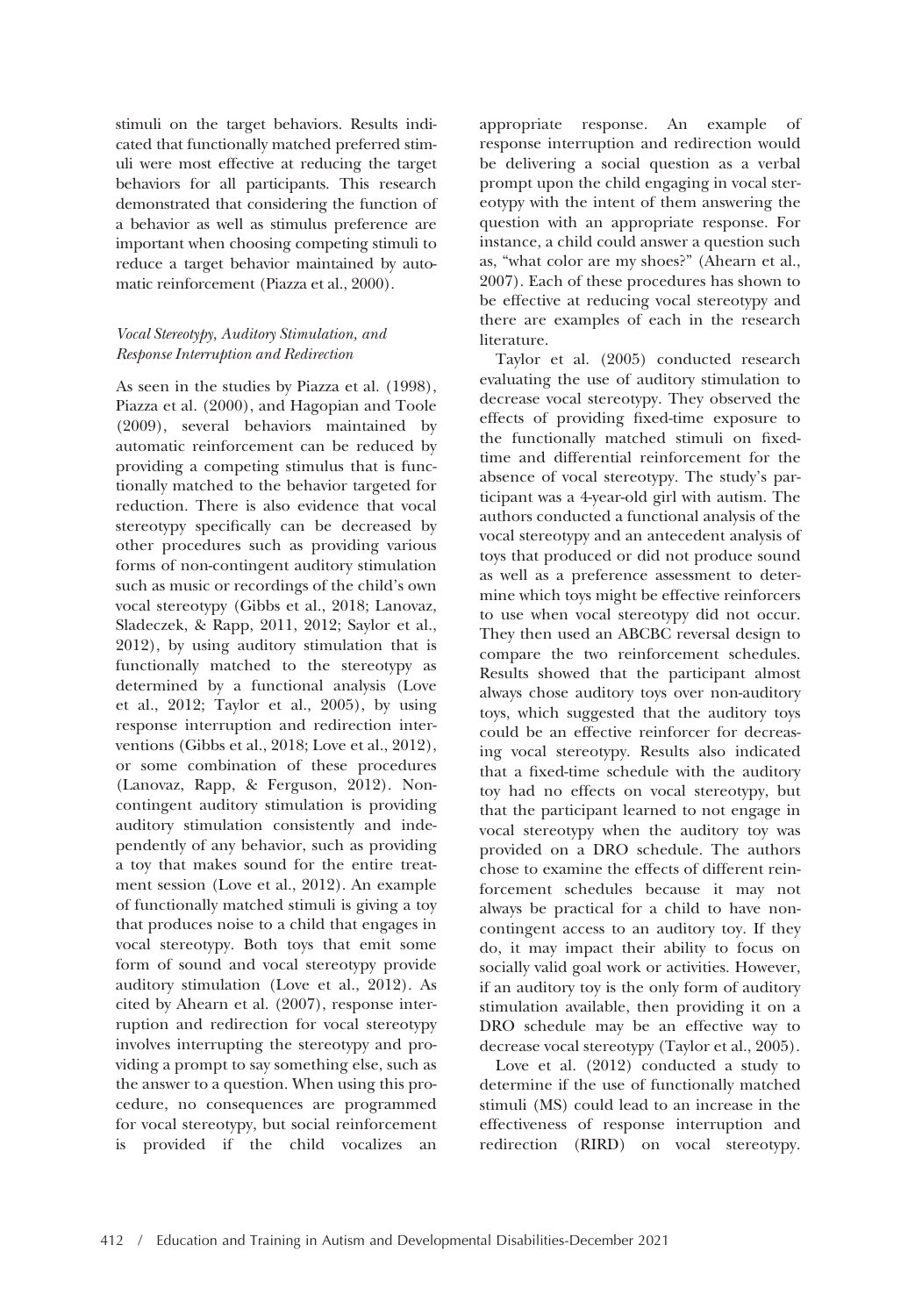stimuli on the target behaviors. Results indicated that functionally matched preferred stimuli were most effective at reducing the target behaviors for all participants. This research demonstrated that considering the function of a behavior as well as stimulus preference are important when choosing competing stimuli to reduce a target behavior maintained by automatic reinforcement (Piazza et al., 2000).

### *Vocal Stereotypy, Auditory Stimulation, and Response Interruption and Redirection*

As seen in the studies by Piazza et al. (1998), Piazza et al. (2000), and Hagopian and Toole (2009), several behaviors maintained by automatic reinforcement can be reduced by providing a competing stimulus that is functionally matched to the behavior targeted for reduction. There is also evidence that vocal stereotypy specifically can be decreased by other procedures such as providing various forms of non-contingent auditory stimulation such as music or recordings of the child's own vocal stereotypy (Gibbs et al., 2018; Lanovaz, Sladeczek, & Rapp, 2011, 2012; Saylor et al., 2012), by using auditory stimulation that is functionally matched to the stereotypy as determined by a functional analysis (Love et al., 2012; Taylor et al., 2005), by using response interruption and redirection interventions (Gibbs et al., 2018; Love et al., 2012), or some combination of these procedures (Lanovaz, Rapp, & Ferguson, 2012). Noncontingent auditory stimulation is providing auditory stimulation consistently and independently of any behavior, such as providing a toy that makes sound for the entire treatment session (Love et al., 2012). An example of functionally matched stimuli is giving a toy that produces noise to a child that engages in vocal stereotypy. Both toys that emit some form of sound and vocal stereotypy provide auditory stimulation (Love et al., 2012). As cited by Ahearn et al. (2007), response interruption and redirection for vocal stereotypy involves interrupting the stereotypy and providing a prompt to say something else, such as the answer to a question. When using this procedure, no consequences are programmed for vocal stereotypy, but social reinforcement is provided if the child vocalizes an appropriate response. An example of response interruption and redirection would be delivering a social question as a verbal prompt upon the child engaging in vocal stereotypy with the intent of them answering the question with an appropriate response. For instance, a child could answer a question such as, "what color are my shoes?" (Ahearn et al., 2007). Each of these procedures has shown to be effective at reducing vocal stereotypy and there are examples of each in the research literature.

Taylor et al. (2005) conducted research evaluating the use of auditory stimulation to decrease vocal stereotypy. They observed the effects of providing fixed-time exposure to the functionally matched stimuli on fixed-time and differential reinforcement for the absence of vocal stereotypy. The study's participant was a 4-year-old girl with autism. The authors conducted a functional analysis of the vocal stereotypy and an antecedent analysis of toys that produced or did not produce sound as well as a preference assessment to determine which toys might be effective reinforcers to use when vocal stereotypy did not occur. They then used an ABCBC reversal design to compare the two reinforcement schedules. Results showed that the participant almost always chose auditory toys over non-auditory toys, which suggested that the auditory toys could be an effective reinforcer for decreasing vocal stereotypy. Results also indicated that a fixed-time schedule with the auditory toy had no effects on vocal stereotypy, but that the participant learned to not engage in vocal stereotypy when the auditory toy was provided on a DRO schedule. The authors chose to examine the effects of different reinforcement schedules because it may not always be practical for a child to have noncontingent access to an auditory toy. If they do, it may impact their ability to focus on socially valid goal work or activities. However, if an auditory toy is the only form of auditory stimulation available, then providing it on a DRO schedule may be an effective way to decrease vocal stereotypy (Taylor et al., 2005).

Love et al. (2012) conducted a study to determine if the use of functionally matched stimuli (MS) could lead to an increase in the effectiveness of response interruption and redirection (RIRD) on vocal stereotypy.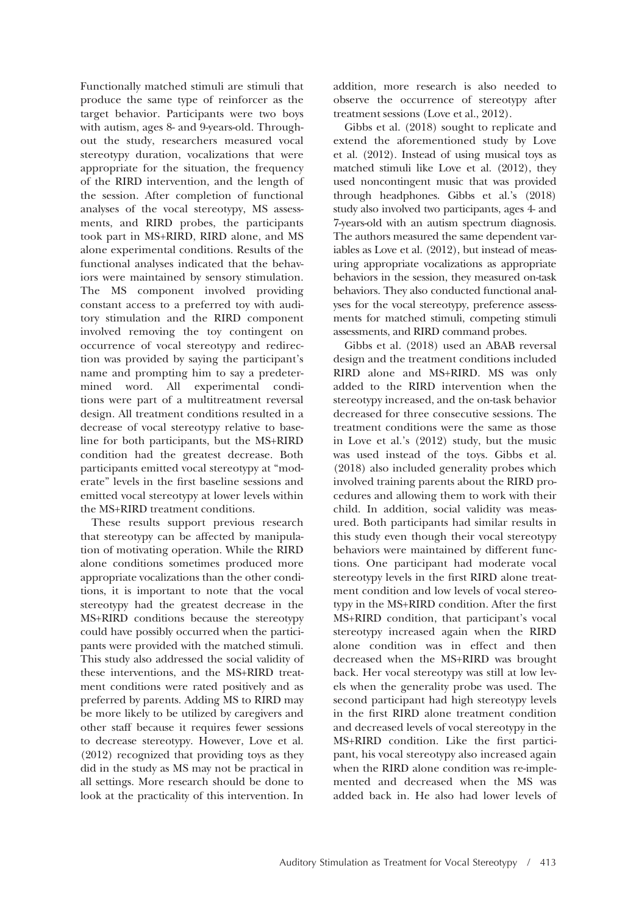Functionally matched stimuli are stimuli that produce the same type of reinforcer as the target behavior. Participants were two boys with autism, ages 8- and 9-years-old. Throughout the study, researchers measured vocal stereotypy duration, vocalizations that were appropriate for the situation, the frequency of the RIRD intervention, and the length of the session. After completion of functional analyses of the vocal stereotypy, MS assessments, and RIRD probes, the participants took part in MS+RIRD, RIRD alone, and MS alone experimental conditions. Results of the functional analyses indicated that the behaviors were maintained by sensory stimulation. The MS component involved providing constant access to a preferred toy with auditory stimulation and the RIRD component involved removing the toy contingent on occurrence of vocal stereotypy and redirection was provided by saying the participant's name and prompting him to say a predetermined word. All experimental conditions were part of a multitreatment reversal design. All treatment conditions resulted in a decrease of vocal stereotypy relative to baseline for both participants, but the MS+RIRD condition had the greatest decrease. Both participants emitted vocal stereotypy at "moderate" levels in the first baseline sessions and emitted vocal stereotypy at lower levels within the MS+RIRD treatment conditions.

These results support previous research that stereotypy can be affected by manipulation of motivating operation. While the RIRD alone conditions sometimes produced more appropriate vocalizations than the other conditions, it is important to note that the vocal stereotypy had the greatest decrease in the MS+RIRD conditions because the stereotypy could have possibly occurred when the participants were provided with the matched stimuli. This study also addressed the social validity of these interventions, and the MS+RIRD treatment conditions were rated positively and as preferred by parents. Adding MS to RIRD may be more likely to be utilized by caregivers and other staff because it requires fewer sessions to decrease stereotypy. However, Love et al. (2012) recognized that providing toys as they did in the study as MS may not be practical in all settings. More research should be done to look at the practicality of this intervention. In addition, more research is also needed to observe the occurrence of stereotypy after treatment sessions (Love et al., 2012).

Gibbs et al. (2018) sought to replicate and extend the aforementioned study by Love et al. (2012). Instead of using musical toys as matched stimuli like Love et al. (2012), they used noncontingent music that was provided through headphones. Gibbs et al.'s (2018) study also involved two participants, ages 4- and 7-years-old with an autism spectrum diagnosis. The authors measured the same dependent variables as Love et al. (2012), but instead of measuring appropriate vocalizations as appropriate behaviors in the session, they measured on-task behaviors. They also conducted functional analyses for the vocal stereotypy, preference assessments for matched stimuli, competing stimuli assessments, and RIRD command probes.

Gibbs et al. (2018) used an ABAB reversal design and the treatment conditions included RIRD alone and MS+RIRD. MS was only added to the RIRD intervention when the stereotypy increased, and the on-task behavior decreased for three consecutive sessions. The treatment conditions were the same as those in Love et al.'s (2012) study, but the music was used instead of the toys. Gibbs et al. (2018) also included generality probes which involved training parents about the RIRD procedures and allowing them to work with their child. In addition, social validity was measured. Both participants had similar results in this study even though their vocal stereotypy behaviors were maintained by different functions. One participant had moderate vocal stereotypy levels in the first RIRD alone treatment condition and low levels of vocal stereotypy in the MS+RIRD condition. After the first MS+RIRD condition, that participant's vocal stereotypy increased again when the RIRD alone condition was in effect and then decreased when the MS+RIRD was brought back. Her vocal stereotypy was still at low levels when the generality probe was used. The second participant had high stereotypy levels in the first RIRD alone treatment condition and decreased levels of vocal stereotypy in the MS+RIRD condition. Like the first participant, his vocal stereotypy also increased again when the RIRD alone condition was re-implemented and decreased when the MS was added back in. He also had lower levels of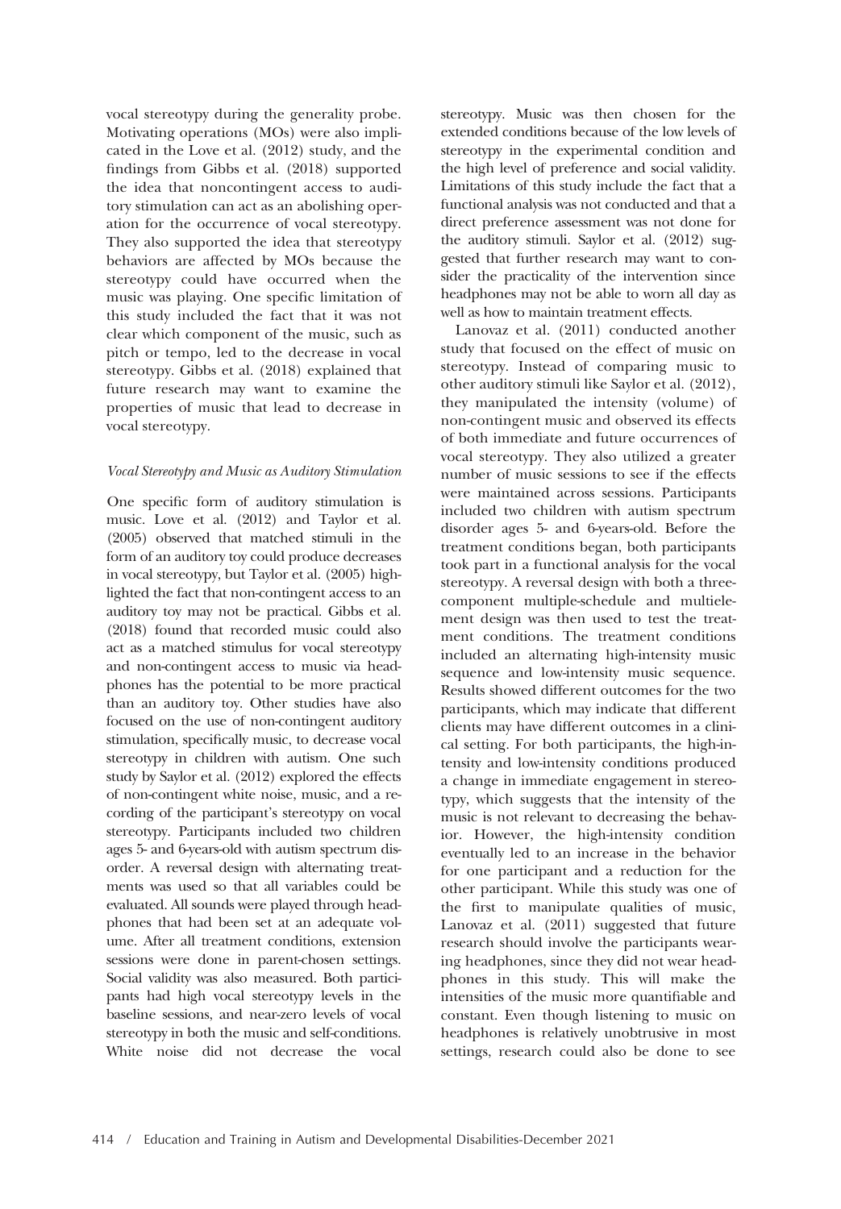vocal stereotypy during the generality probe. Motivating operations (MOs) were also implicated in the Love et al. (2012) study, and the findings from Gibbs et al. (2018) supported the idea that noncontingent access to auditory stimulation can act as an abolishing operation for the occurrence of vocal stereotypy. They also supported the idea that stereotypy behaviors are affected by MOs because the stereotypy could have occurred when the music was playing. One specific limitation of this study included the fact that it was not clear which component of the music, such as pitch or tempo, led to the decrease in vocal stereotypy. Gibbs et al. (2018) explained that future research may want to examine the properties of music that lead to decrease in vocal stereotypy.

### *Vocal Stereotypy and Music as Auditory Stimulation*

One specific form of auditory stimulation is music. Love et al. (2012) and Taylor et al. (2005) observed that matched stimuli in the form of an auditory toy could produce decreases in vocal stereotypy, but Taylor et al. (2005) highlighted the fact that non-contingent access to an auditory toy may not be practical. Gibbs et al. (2018) found that recorded music could also act as a matched stimulus for vocal stereotypy and non-contingent access to music via headphones has the potential to be more practical than an auditory toy. Other studies have also focused on the use of non-contingent auditory stimulation, specifically music, to decrease vocal stereotypy in children with autism. One such study by Saylor et al. (2012) explored the effects of non-contingent white noise, music, and a recording of the participant's stereotypy on vocal stereotypy. Participants included two children ages 5- and 6-years-old with autism spectrum disorder. A reversal design with alternating treatments was used so that all variables could be evaluated. All sounds were played through headphones that had been set at an adequate volume. After all treatment conditions, extension sessions were done in parent-chosen settings. Social validity was also measured. Both participants had high vocal stereotypy levels in the baseline sessions, and near-zero levels of vocal stereotypy in both the music and self-conditions. White noise did not decrease the vocal stereotypy. Music was then chosen for the extended conditions because of the low levels of stereotypy in the experimental condition and the high level of preference and social validity. Limitations of this study include the fact that a functional analysis was not conducted and that a direct preference assessment was not done for the auditory stimuli. Saylor et al. (2012) suggested that further research may want to consider the practicality of the intervention since headphones may not be able to worn all day as well as how to maintain treatment effects.

Lanovaz et al. (2011) conducted another study that focused on the effect of music on stereotypy. Instead of comparing music to other auditory stimuli like Saylor et al. (2012), they manipulated the intensity (volume) of non-contingent music and observed its effects of both immediate and future occurrences of vocal stereotypy. They also utilized a greater number of music sessions to see if the effects were maintained across sessions. Participants included two children with autism spectrum disorder ages 5- and 6-years-old. Before the treatment conditions began, both participants took part in a functional analysis for the vocal stereotypy. A reversal design with both a three-component multiple-schedule and multielement design was then used to test the treatment conditions. The treatment conditions included an alternating high-intensity music sequence and low-intensity music sequence. Results showed different outcomes for the two participants, which may indicate that different clients may have different outcomes in a clinical setting. For both participants, the high-intensity and low-intensity conditions produced a change in immediate engagement in stereotypy, which suggests that the intensity of the music is not relevant to decreasing the behavior. However, the high-intensity condition eventually led to an increase in the behavior for one participant and a reduction for the other participant. While this study was one of the first to manipulate qualities of music, Lanovaz et al. (2011) suggested that future research should involve the participants wearing headphones, since they did not wear headphones in this study. This will make the intensities of the music more quantifiable and constant. Even though listening to music on headphones is relatively unobtrusive in most settings, research could also be done to see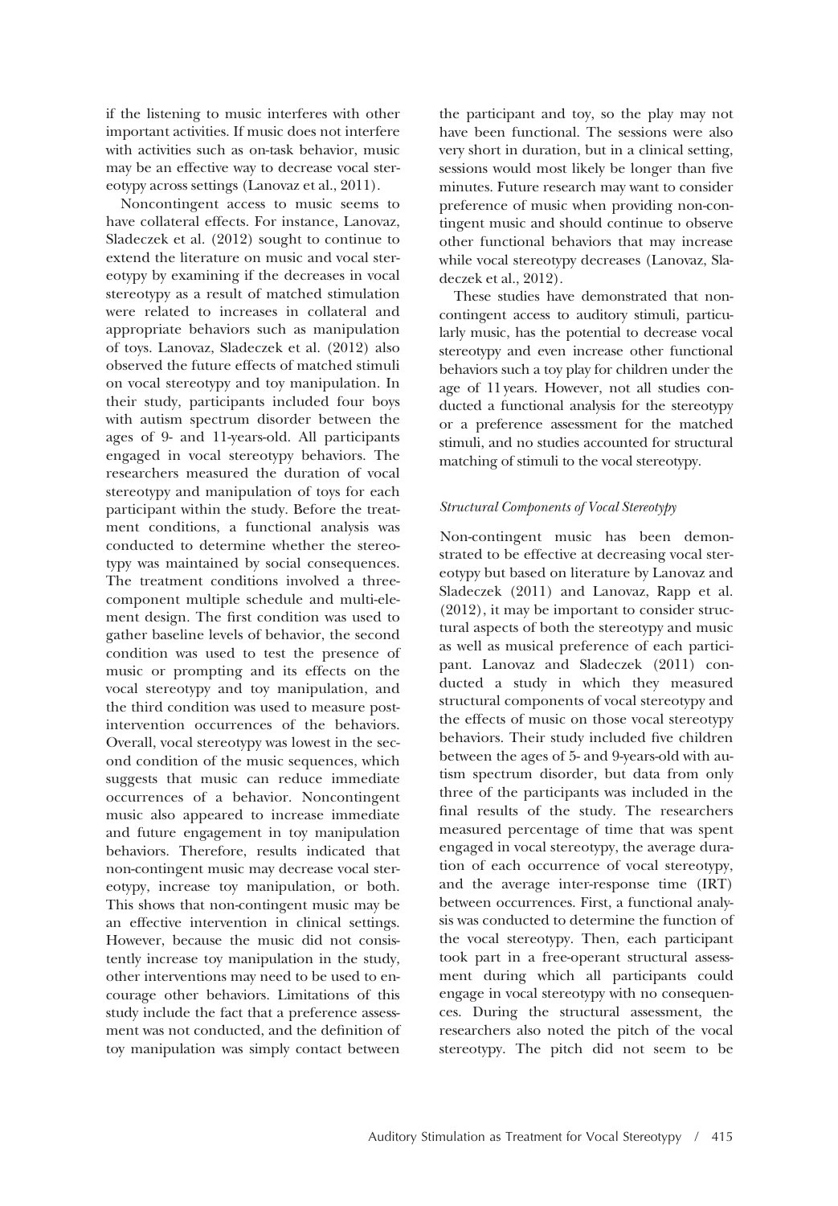if the listening to music interferes with other important activities. If music does not interfere with activities such as on-task behavior, music may be an effective way to decrease vocal stereotypy across settings (Lanovaz et al., 2011).

Noncontingent access to music seems to have collateral effects. For instance, Lanovaz, Sladeczek et al. (2012) sought to continue to extend the literature on music and vocal stereotypy by examining if the decreases in vocal stereotypy as a result of matched stimulation were related to increases in collateral and appropriate behaviors such as manipulation of toys. Lanovaz, Sladeczek et al. (2012) also observed the future effects of matched stimuli on vocal stereotypy and toy manipulation. In their study, participants included four boys with autism spectrum disorder between the ages of 9- and 11-years-old. All participants engaged in vocal stereotypy behaviors. The researchers measured the duration of vocal stereotypy and manipulation of toys for each participant within the study. Before the treatment conditions, a functional analysis was conducted to determine whether the stereotypy was maintained by social consequences. The treatment conditions involved a three-component multiple schedule and multi-element design. The first condition was used to gather baseline levels of behavior, the second condition was used to test the presence of music or prompting and its effects on the vocal stereotypy and toy manipulation, and the third condition was used to measure post-intervention occurrences of the behaviors. Overall, vocal stereotypy was lowest in the second condition of the music sequences, which suggests that music can reduce immediate occurrences of a behavior. Noncontingent music also appeared to increase immediate and future engagement in toy manipulation behaviors. Therefore, results indicated that non-contingent music may decrease vocal stereotypy, increase toy manipulation, or both. This shows that non-contingent music may be an effective intervention in clinical settings. However, because the music did not consistently increase toy manipulation in the study, other interventions may need to be used to encourage other behaviors. Limitations of this study include the fact that a preference assessment was not conducted, and the definition of toy manipulation was simply contact between the participant and toy, so the play may not have been functional. The sessions were also very short in duration, but in a clinical setting, sessions would most likely be longer than five minutes. Future research may want to consider preference of music when providing non-contingent music and should continue to observe other functional behaviors that may increase while vocal stereotypy decreases (Lanovaz, Sladeczek et al., 2012).

These studies have demonstrated that non-contingent access to auditory stimuli, particularly music, has the potential to decrease vocal stereotypy and even increase other functional behaviors such a toy play for children under the age of 11 years. However, not all studies conducted a functional analysis for the stereotypy or a preference assessment for the matched stimuli, and no studies accounted for structural matching of stimuli to the vocal stereotypy.

### *Structural Components of Vocal Stereotypy*

Non-contingent music has been demonstrated to be effective at decreasing vocal stereotypy but based on literature by Lanovaz and Sladeczek (2011) and Lanovaz, Rapp et al. (2012), it may be important to consider structural aspects of both the stereotypy and music as well as musical preference of each participant. Lanovaz and Sladeczek (2011) conducted a study in which they measured structural components of vocal stereotypy and the effects of music on those vocal stereotypy behaviors. Their study included five children between the ages of 5- and 9-years-old with autism spectrum disorder, but data from only three of the participants was included in the final results of the study. The researchers measured percentage of time that was spent engaged in vocal stereotypy, the average duration of each occurrence of vocal stereotypy, and the average inter-response time (IRT) between occurrences. First, a functional analysis was conducted to determine the function of the vocal stereotypy. Then, each participant took part in a free-operant structural assessment during which all participants could engage in vocal stereotypy with no consequences. During the structural assessment, the researchers also noted the pitch of the vocal stereotypy. The pitch did not seem to be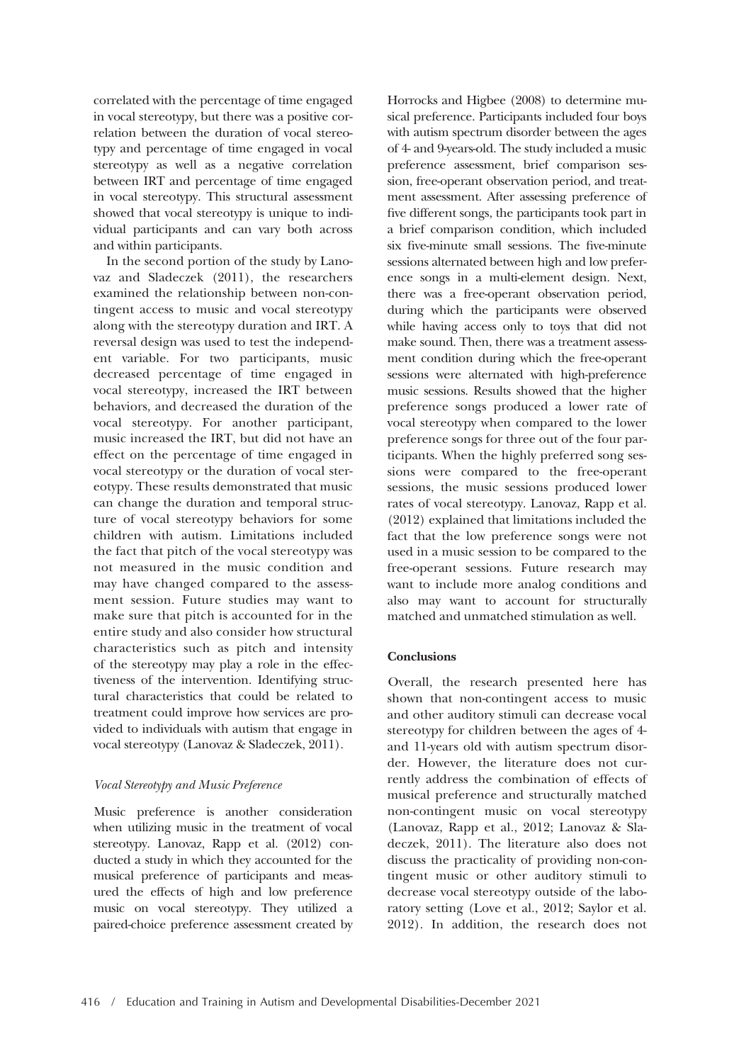correlated with the percentage of time engaged in vocal stereotypy, but there was a positive correlation between the duration of vocal stereotypy and percentage of time engaged in vocal stereotypy as well as a negative correlation between IRT and percentage of time engaged in vocal stereotypy. This structural assessment showed that vocal stereotypy is unique to individual participants and can vary both across and within participants.

In the second portion of the study by Lanovaz and Sladeczek (2011), the researchers examined the relationship between non-contingent access to music and vocal stereotypy along with the stereotypy duration and IRT. A reversal design was used to test the independent variable. For two participants, music decreased percentage of time engaged in vocal stereotypy, increased the IRT between behaviors, and decreased the duration of the vocal stereotypy. For another participant, music increased the IRT, but did not have an effect on the percentage of time engaged in vocal stereotypy or the duration of vocal stereotypy. These results demonstrated that music can change the duration and temporal structure of vocal stereotypy behaviors for some children with autism. Limitations included the fact that pitch of the vocal stereotypy was not measured in the music condition and may have changed compared to the assessment session. Future studies may want to make sure that pitch is accounted for in the entire study and also consider how structural characteristics such as pitch and intensity of the stereotypy may play a role in the effectiveness of the intervention. Identifying structural characteristics that could be related to treatment could improve how services are provided to individuals with autism that engage in vocal stereotypy (Lanovaz & Sladeczek, 2011).

*Vocal Stereotypy and Music Preference*

Music preference is another consideration when utilizing music in the treatment of vocal stereotypy. Lanovaz, Rapp et al. (2012) conducted a study in which they accounted for the musical preference of participants and measured the effects of high and low preference music on vocal stereotypy. They utilized a paired-choice preference assessment created by Horrocks and Higbee (2008) to determine musical preference. Participants included four boys with autism spectrum disorder between the ages of 4- and 9-years-old. The study included a music preference assessment, brief comparison session, free-operant observation period, and treatment assessment. After assessing preference of five different songs, the participants took part in a brief comparison condition, which included six five-minute small sessions. The five-minute sessions alternated between high and low preference songs in a multi-element design. Next, there was a free-operant observation period, during which the participants were observed while having access only to toys that did not make sound. Then, there was a treatment assessment condition during which the free-operant sessions were alternated with high-preference music sessions. Results showed that the higher preference songs produced a lower rate of vocal stereotypy when compared to the lower preference songs for three out of the four participants. When the highly preferred song sessions were compared to the free-operant sessions, the music sessions produced lower rates of vocal stereotypy. Lanovaz, Rapp et al. (2012) explained that limitations included the fact that the low preference songs were not used in a music session to be compared to the free-operant sessions. Future research may want to include more analog conditions and also may want to account for structurally matched and unmatched stimulation as well.

**Conclusions**

Overall, the research presented here has shown that non-contingent access to music and other auditory stimuli can decrease vocal stereotypy for children between the ages of 4- and 11-years old with autism spectrum disorder. However, the literature does not currently address the combination of effects of musical preference and structurally matched non-contingent music on vocal stereotypy (Lanovaz, Rapp et al., 2012; Lanovaz & Sladeczek, 2011). The literature also does not discuss the practicality of providing non-contingent music or other auditory stimuli to decrease vocal stereotypy outside of the laboratory setting (Love et al., 2012; Saylor et al. 2012). In addition, the research does not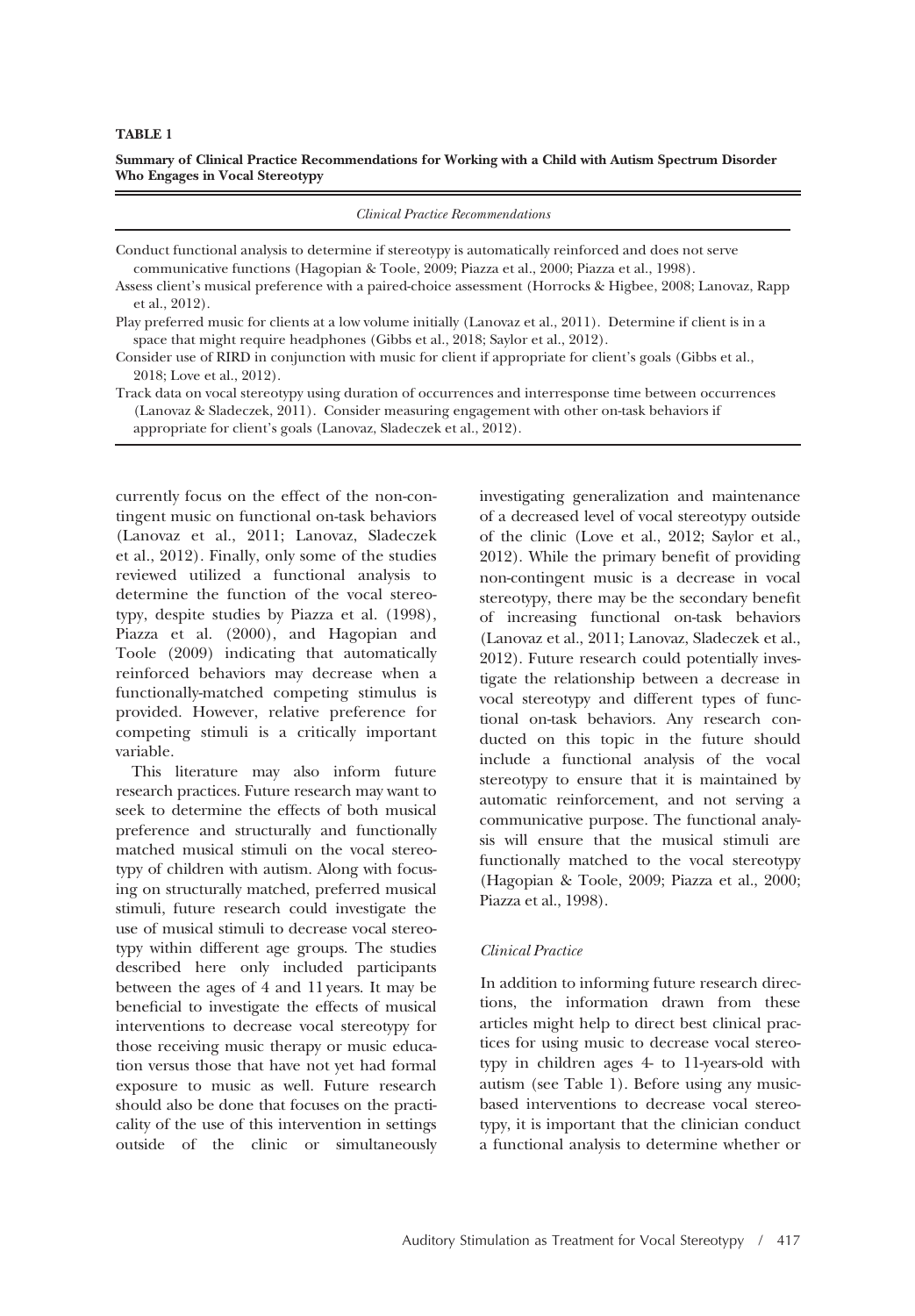**TABLE 1**

**Summary of Clinical Practice Recommendations for Working with a Child with Autism Spectrum Disorder Who Engages in Vocal Stereotypy**

| *Clinical Practice Recommendations* |
| --- |
| Conduct functional analysis to determine if stereotypy is automatically reinforced and does not serve communicative functions (Hagopian & Toole, 2009; Piazza et al., 2000; Piazza et al., 1998). |
| Assess client's musical preference with a paired-choice assessment (Horrocks & Higbee, 2008; Lanovaz, Rapp et al., 2012). |
| Play preferred music for clients at a low volume initially (Lanovaz et al., 2011). Determine if client is in a space that might require headphones (Gibbs et al., 2018; Saylor et al., 2012). |
| Consider use of RIRD in conjunction with music for client if appropriate for client's goals (Gibbs et al., 2018; Love et al., 2012). |
| Track data on vocal stereotypy using duration of occurrences and interresponse time between occurrences (Lanovaz & Sladeczek, 2011). Consider measuring engagement with other on-task behaviors if appropriate for client's goals (Lanovaz, Sladeczek et al., 2012). |

currently focus on the effect of the non-contingent music on functional on-task behaviors (Lanovaz et al., 2011; Lanovaz, Sladeczek et al., 2012). Finally, only some of the studies reviewed utilized a functional analysis to determine the function of the vocal stereotypy, despite studies by Piazza et al. (1998), Piazza et al. (2000), and Hagopian and Toole (2009) indicating that automatically reinforced behaviors may decrease when a functionally-matched competing stimulus is provided. However, relative preference for competing stimuli is a critically important variable.

This literature may also inform future research practices. Future research may want to seek to determine the effects of both musical preference and structurally and functionally matched musical stimuli on the vocal stereotypy of children with autism. Along with focusing on structurally matched, preferred musical stimuli, future research could investigate the use of musical stimuli to decrease vocal stereotypy within different age groups. The studies described here only included participants between the ages of 4 and 11 years. It may be beneficial to investigate the effects of musical interventions to decrease vocal stereotypy for those receiving music therapy or music education versus those that have not yet had formal exposure to music as well. Future research should also be done that focuses on the practicality of the use of this intervention in settings outside of the clinic or simultaneously investigating generalization and maintenance of a decreased level of vocal stereotypy outside of the clinic (Love et al., 2012; Saylor et al., 2012). While the primary benefit of providing non-contingent music is a decrease in vocal stereotypy, there may be the secondary benefit of increasing functional on-task behaviors (Lanovaz et al., 2011; Lanovaz, Sladeczek et al., 2012). Future research could potentially investigate the relationship between a decrease in vocal stereotypy and different types of functional on-task behaviors. Any research conducted on this topic in the future should include a functional analysis of the vocal stereotypy to ensure that it is maintained by automatic reinforcement, and not serving a communicative purpose. The functional analysis will ensure that the musical stimuli are functionally matched to the vocal stereotypy (Hagopian & Toole, 2009; Piazza et al., 2000; Piazza et al., 1998).

### *Clinical Practice*

In addition to informing future research directions, the information drawn from these articles might help to direct best clinical practices for using music to decrease vocal stereotypy in children ages 4- to 11-years-old with autism (see Table 1). Before using any music-based interventions to decrease vocal stereotypy, it is important that the clinician conduct a functional analysis to determine whether or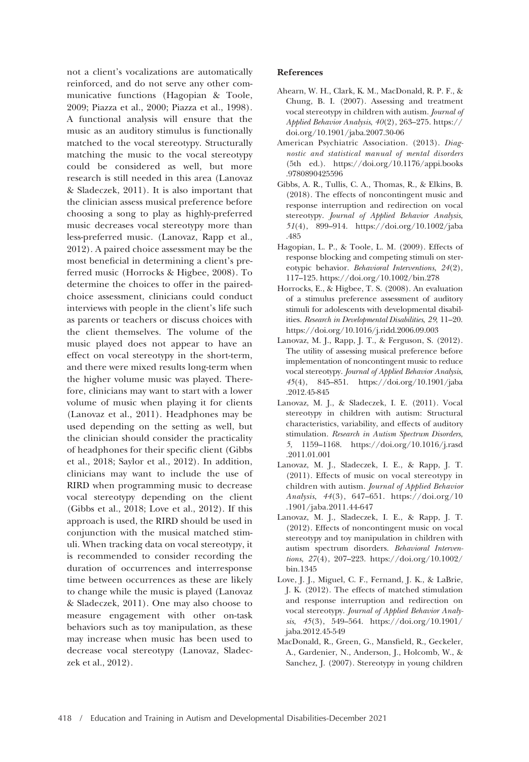not a client's vocalizations are automatically reinforced, and do not serve any other communicative functions (Hagopian & Toole, 2009; Piazza et al., 2000; Piazza et al., 1998). A functional analysis will ensure that the music as an auditory stimulus is functionally matched to the vocal stereotypy. Structurally matching the music to the vocal stereotypy could be considered as well, but more research is still needed in this area (Lanovaz & Sladeczek, 2011). It is also important that the clinician assess musical preference before choosing a song to play as highly-preferred music decreases vocal stereotypy more than less-preferred music. (Lanovaz, Rapp et al., 2012). A paired choice assessment may be the most beneficial in determining a client's preferred music (Horrocks & Higbee, 2008). To determine the choices to offer in the paired-choice assessment, clinicians could conduct interviews with people in the client's life such as parents or teachers or discuss choices with the client themselves. The volume of the music played does not appear to have an effect on vocal stereotypy in the short-term, and there were mixed results long-term when the higher volume music was played. Therefore, clinicians may want to start with a lower volume of music when playing it for clients (Lanovaz et al., 2011). Headphones may be used depending on the setting as well, but the clinician should consider the practicality of headphones for their specific client (Gibbs et al., 2018; Saylor et al., 2012). In addition, clinicians may want to include the use of RIRD when programming music to decrease vocal stereotypy depending on the client (Gibbs et al., 2018; Love et al., 2012). If this approach is used, the RIRD should be used in conjunction with the musical matched stimuli. When tracking data on vocal stereotypy, it is recommended to consider recording the duration of occurrences and interresponse time between occurrences as these are likely to change while the music is played (Lanovaz & Sladeczek, 2011). One may also choose to measure engagement with other on-task behaviors such as toy manipulation, as these may increase when music has been used to decrease vocal stereotypy (Lanovaz, Sladeczek et al., 2012).

## References

Ahearn, W. H., Clark, K. M., MacDonald, R. P. F., & Chung, B. I. (2007). Assessing and treatment vocal stereotypy in children with autism. *Journal of Applied Behavior Analysis*, *40*(2), 263–275. https://doi.org/10.1901/jaba.2007.30-06

American Psychiatric Association. (2013). *Diagnostic and statistical manual of mental disorders* (5th ed.). https://doi.org/10.1176/appi.books.9780890425596

Gibbs, A. R., Tullis, C. A., Thomas, R., & Elkins, B. (2018). The effects of noncontingent music and response interruption and redirection on vocal stereotypy. *Journal of Applied Behavior Analysis*, *51*(4), 899–914. https://doi.org/10.1002/jaba.485

Hagopian, L. P., & Toole, L. M. (2009). Effects of response blocking and competing stimuli on stereotypic behavior. *Behavioral Interventions*, *24*(2), 117–125. https://doi.org/10.1002/bin.278

Horrocks, E., & Higbee, T. S. (2008). An evaluation of a stimulus preference assessment of auditory stimuli for adolescents with developmental disabilities. *Research in Developmental Disabilities*, *29*, 11–20. https://doi.org/10.1016/j.ridd.2006.09.003

Lanovaz, M. J., Rapp, J. T., & Ferguson, S. (2012). The utility of assessing musical preference before implementation of noncontingent music to reduce vocal stereotypy. *Journal of Applied Behavior Analysis*, *45*(4), 845–851. https://doi.org/10.1901/jaba.2012.45-845

Lanovaz, M. J., & Sladeczek, I. E. (2011). Vocal stereotypy in children with autism: Structural characteristics, variability, and effects of auditory stimulation. *Research in Autism Spectrum Disorders*, *5*, 1159–1168. https://doi.org/10.1016/j.rasd.2011.01.001

Lanovaz, M. J., Sladeczek, I. E., & Rapp, J. T. (2011). Effects of music on vocal stereotypy in children with autism. *Journal of Applied Behavior Analysis*, *44*(3), 647–651. https://doi.org/10.1901/jaba.2011.44-647

Lanovaz, M. J., Sladeczek, I. E., & Rapp, J. T. (2012). Effects of noncontingent music on vocal stereotypy and toy manipulation in children with autism spectrum disorders. *Behavioral Interventions*, *27*(4), 207–223. https://doi.org/10.1002/bin.1345

Love, J. J., Miguel, C. F., Fernand, J. K., & LaBrie, J. K. (2012). The effects of matched stimulation and response interruption and redirection on vocal stereotypy. *Journal of Applied Behavior Analysis*, *45*(3), 549–564. https://doi.org/10.1901/jaba.2012.45-549

MacDonald, R., Green, G., Mansfield, R., Geckeler, A., Gardenier, N., Anderson, J., Holcomb, W., & Sanchez, J. (2007). Stereotypy in young children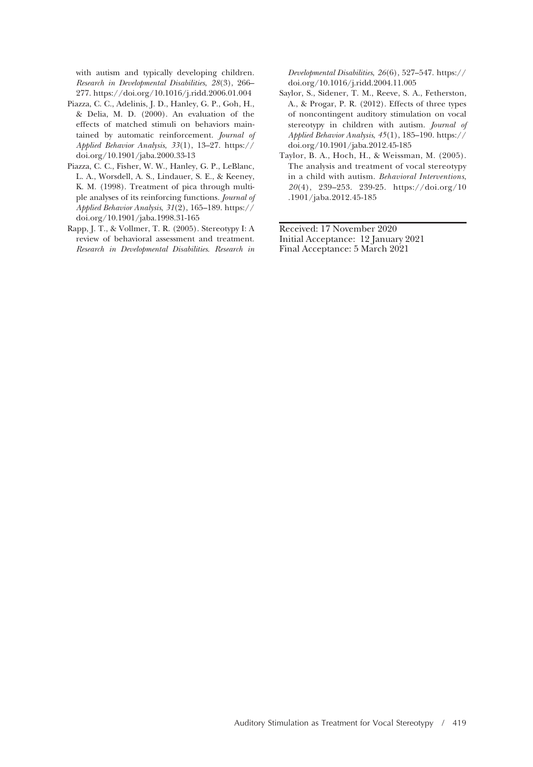with autism and typically developing children. *Research in Developmental Disabilities*, *28*(3), 266–277. https://doi.org/10.1016/j.ridd.2006.01.004

Piazza, C. C., Adelinis, J. D., Hanley, G. P., Goh, H., & Delia, M. D. (2000). An evaluation of the effects of matched stimuli on behaviors maintained by automatic reinforcement. *Journal of Applied Behavior Analysis*, *33*(1), 13–27. https://doi.org/10.1901/jaba.2000.33-13

Piazza, C. C., Fisher, W. W., Hanley, G. P., LeBlanc, L. A., Worsdell, A. S., Lindauer, S. E., & Keeney, K. M. (1998). Treatment of pica through multiple analyses of its reinforcing functions. *Journal of Applied Behavior Analysis*, *31*(2), 165–189. https://doi.org/10.1901/jaba.1998.31-165

Rapp, J. T., & Vollmer, T. R. (2005). Stereotypy I: A review of behavioral assessment and treatment. *Research in Developmental Disabilities*. *Research in Developmental Disabilities*, *26*(6), 527–547. https://doi.org/10.1016/j.ridd.2004.11.005

Saylor, S., Sidener, T. M., Reeve, S. A., Fetherston, A., & Progar, P. R. (2012). Effects of three types of noncontingent auditory stimulation on vocal stereotypy in children with autism. *Journal of Applied Behavior Analysis*, *45*(1), 185–190. https://doi.org/10.1901/jaba.2012.45-185

Taylor, B. A., Hoch, H., & Weissman, M. (2005). The analysis and treatment of vocal stereotypy in a child with autism. *Behavioral Interventions*, *20*(4), 239–253. 239-25. https://doi.org/10.1901/jaba.2012.45-185

---

Received: 17 November 2020
Initial Acceptance: 12 January 2021
Final Acceptance: 5 March 2021